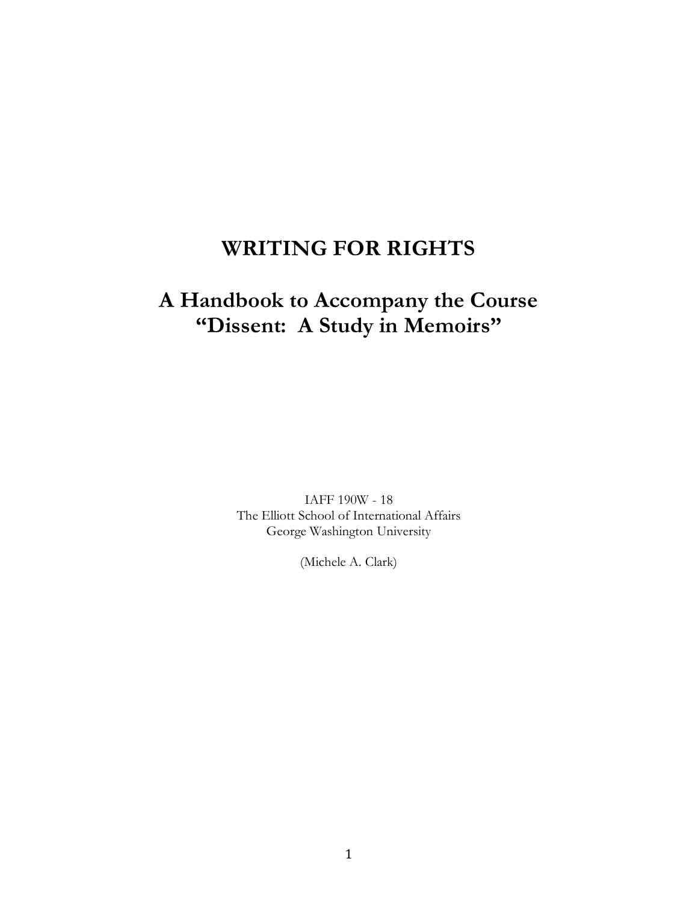# WRITING FOR RIGHTS

## A Handbook to Accompany the Course "Dissent: A Study in Memoirs"

IAFF 190W - 18
The Elliott School of International Affairs
George Washington University

(Michele A. Clark)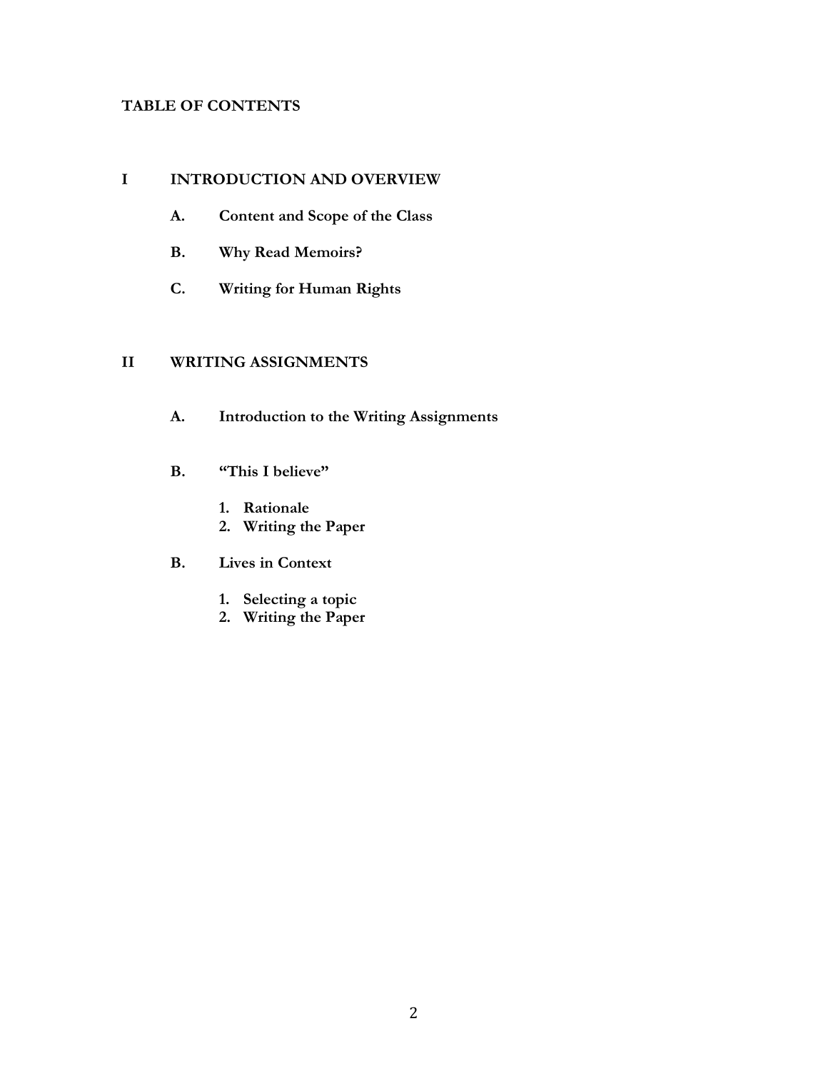# TABLE OF CONTENTS

## I INTRODUCTION AND OVERVIEW

**A. Content and Scope of the Class**

**B. Why Read Memoirs?**

**C. Writing for Human Rights**

## II WRITING ASSIGNMENTS

**A. Introduction to the Writing Assignments**

**B. "This I believe"**

1. **Rationale**
2. **Writing the Paper**

**B. Lives in Context**

1. **Selecting a topic**
2. **Writing the Paper**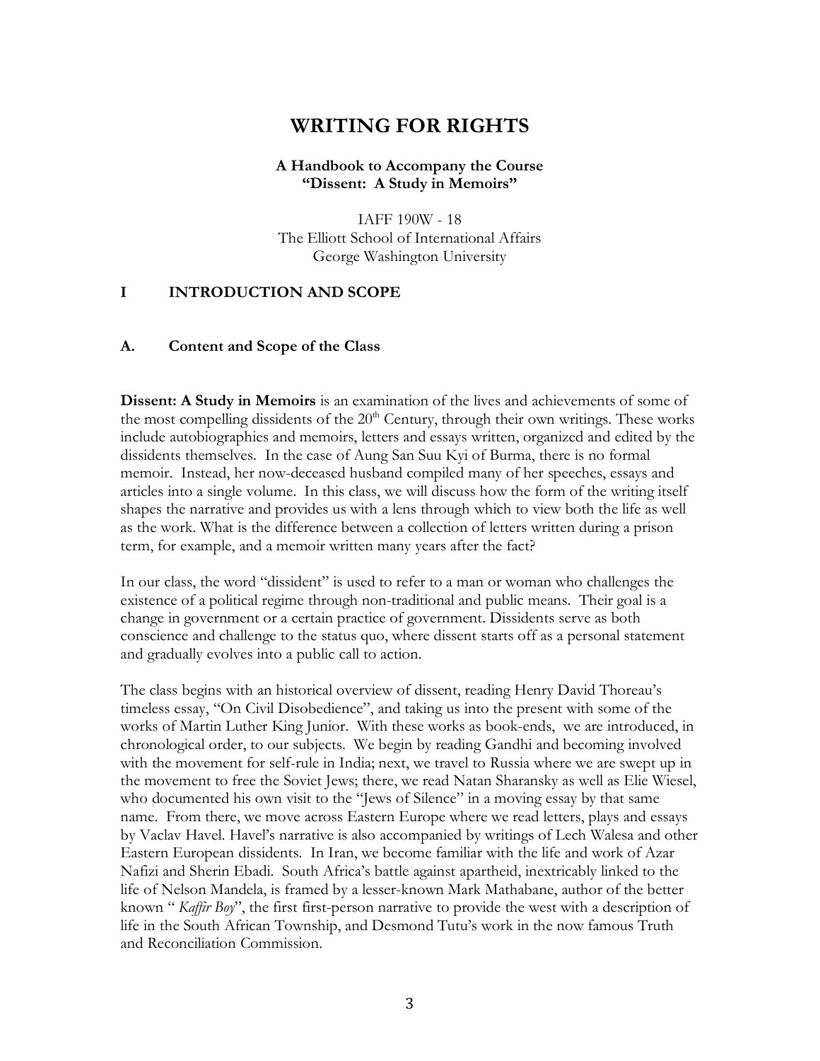# WRITING FOR RIGHTS

**A Handbook to Accompany the Course**
**"Dissent: A Study in Memoirs"**

IAFF 190W - 18
The Elliott School of International Affairs
George Washington University

## I INTRODUCTION AND SCOPE

### A. Content and Scope of the Class

**Dissent: A Study in Memoirs** is an examination of the lives and achievements of some of the most compelling dissidents of the 20th Century, through their own writings. These works include autobiographies and memoirs, letters and essays written, organized and edited by the dissidents themselves. In the case of Aung San Suu Kyi of Burma, there is no formal memoir. Instead, her now-deceased husband compiled many of her speeches, essays and articles into a single volume. In this class, we will discuss how the form of the writing itself shapes the narrative and provides us with a lens through which to view both the life as well as the work. What is the difference between a collection of letters written during a prison term, for example, and a memoir written many years after the fact?

In our class, the word "dissident" is used to refer to a man or woman who challenges the existence of a political regime through non-traditional and public means. Their goal is a change in government or a certain practice of government. Dissidents serve as both conscience and challenge to the status quo, where dissent starts off as a personal statement and gradually evolves into a public call to action.

The class begins with an historical overview of dissent, reading Henry David Thoreau's timeless essay, "On Civil Disobedience", and taking us into the present with some of the works of Martin Luther King Junior. With these works as book-ends, we are introduced, in chronological order, to our subjects. We begin by reading Gandhi and becoming involved with the movement for self-rule in India; next, we travel to Russia where we are swept up in the movement to free the Soviet Jews; there, we read Natan Sharansky as well as Elie Wiesel, who documented his own visit to the "Jews of Silence" in a moving essay by that same name. From there, we move across Eastern Europe where we read letters, plays and essays by Vaclav Havel. Havel's narrative is also accompanied by writings of Lech Walesa and other Eastern European dissidents. In Iran, we become familiar with the life and work of Azar Nafizi and Sherin Ebadi. South Africa's battle against apartheid, inextricably linked to the life of Nelson Mandela, is framed by a lesser-known Mark Mathabane, author of the better known " *Kaffir Boy*", the first first-person narrative to provide the west with a description of life in the South African Township, and Desmond Tutu's work in the now famous Truth and Reconciliation Commission.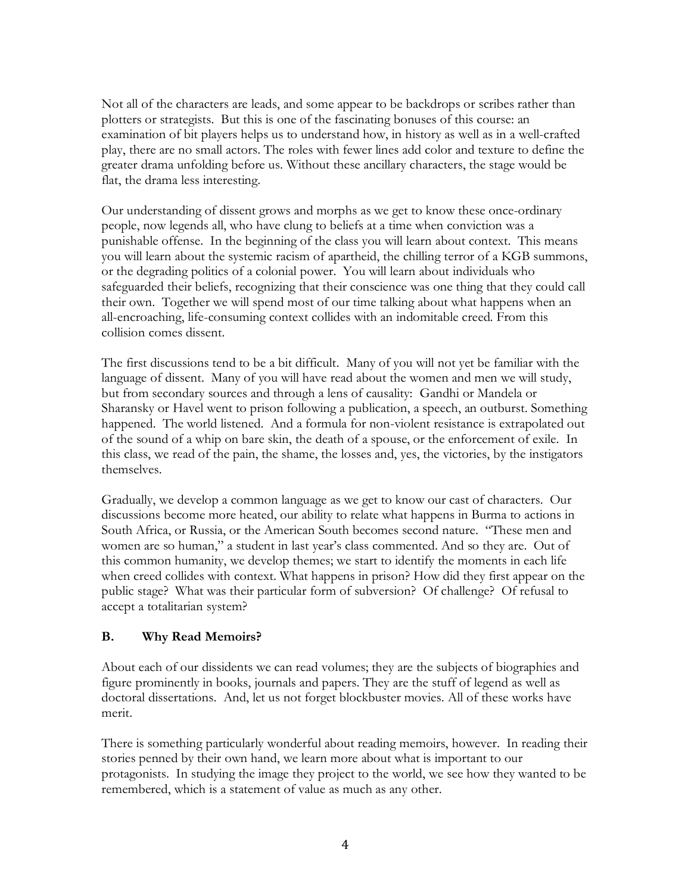Not all of the characters are leads, and some appear to be backdrops or scribes rather than plotters or strategists. But this is one of the fascinating bonuses of this course: an examination of bit players helps us to understand how, in history as well as in a well-crafted play, there are no small actors. The roles with fewer lines add color and texture to define the greater drama unfolding before us. Without these ancillary characters, the stage would be flat, the drama less interesting.

Our understanding of dissent grows and morphs as we get to know these once-ordinary people, now legends all, who have clung to beliefs at a time when conviction was a punishable offense. In the beginning of the class you will learn about context. This means you will learn about the systemic racism of apartheid, the chilling terror of a KGB summons, or the degrading politics of a colonial power. You will learn about individuals who safeguarded their beliefs, recognizing that their conscience was one thing that they could call their own. Together we will spend most of our time talking about what happens when an all-encroaching, life-consuming context collides with an indomitable creed. From this collision comes dissent.

The first discussions tend to be a bit difficult. Many of you will not yet be familiar with the language of dissent. Many of you will have read about the women and men we will study, but from secondary sources and through a lens of causality: Gandhi or Mandela or Sharansky or Havel went to prison following a publication, a speech, an outburst. Something happened. The world listened. And a formula for non-violent resistance is extrapolated out of the sound of a whip on bare skin, the death of a spouse, or the enforcement of exile. In this class, we read of the pain, the shame, the losses and, yes, the victories, by the instigators themselves.

Gradually, we develop a common language as we get to know our cast of characters. Our discussions become more heated, our ability to relate what happens in Burma to actions in South Africa, or Russia, or the American South becomes second nature. "These men and women are so human," a student in last year's class commented. And so they are. Out of this common humanity, we develop themes; we start to identify the moments in each life when creed collides with context. What happens in prison? How did they first appear on the public stage? What was their particular form of subversion? Of challenge? Of refusal to accept a totalitarian system?

### B. Why Read Memoirs?

About each of our dissidents we can read volumes; they are the subjects of biographies and figure prominently in books, journals and papers. They are the stuff of legend as well as doctoral dissertations. And, let us not forget blockbuster movies. All of these works have merit.

There is something particularly wonderful about reading memoirs, however. In reading their stories penned by their own hand, we learn more about what is important to our protagonists. In studying the image they project to the world, we see how they wanted to be remembered, which is a statement of value as much as any other.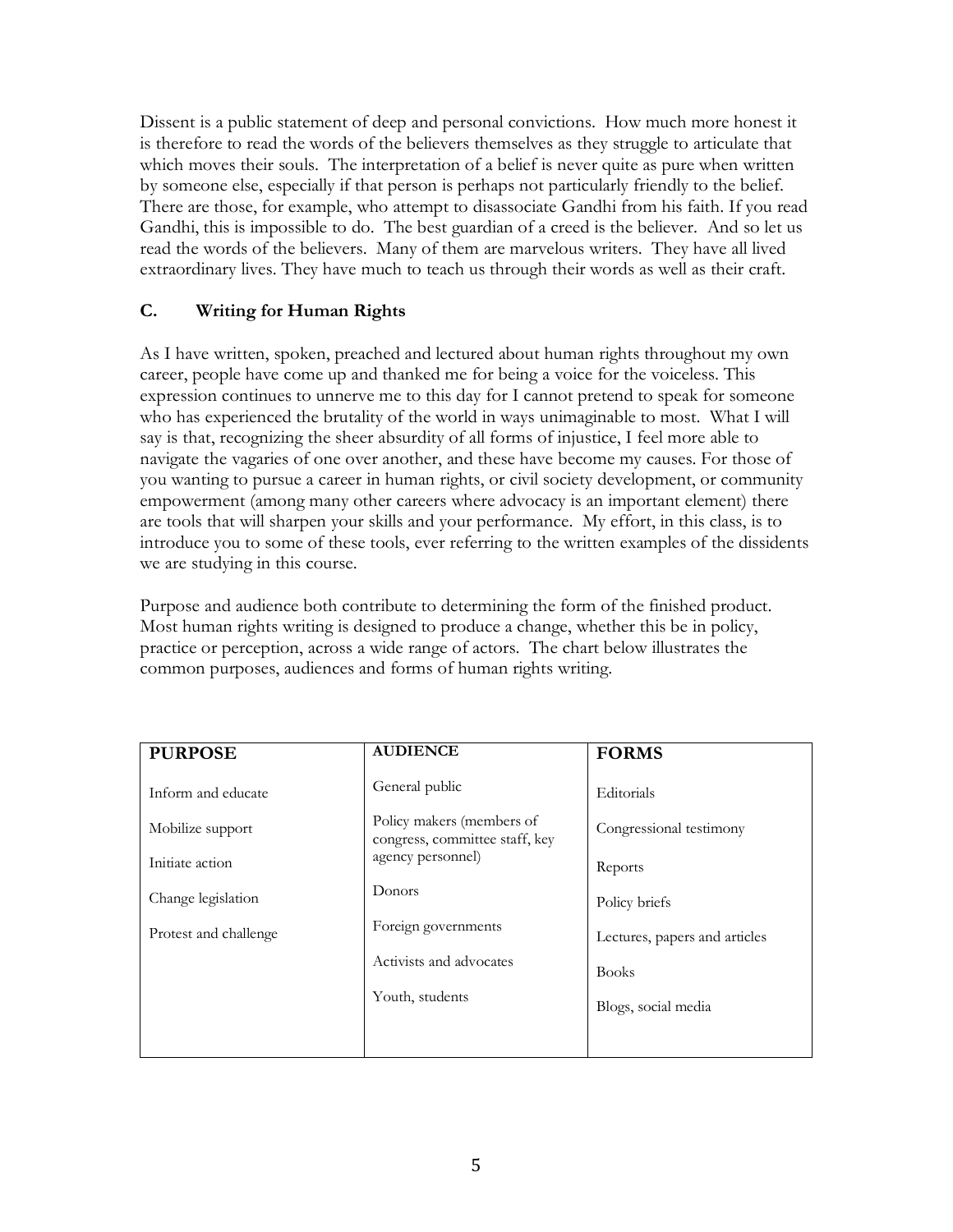Dissent is a public statement of deep and personal convictions. How much more honest it is therefore to read the words of the believers themselves as they struggle to articulate that which moves their souls. The interpretation of a belief is never quite as pure when written by someone else, especially if that person is perhaps not particularly friendly to the belief. There are those, for example, who attempt to disassociate Gandhi from his faith. If you read Gandhi, this is impossible to do. The best guardian of a creed is the believer. And so let us read the words of the believers. Many of them are marvelous writers. They have all lived extraordinary lives. They have much to teach us through their words as well as their craft.

### C. Writing for Human Rights

As I have written, spoken, preached and lectured about human rights throughout my own career, people have come up and thanked me for being a voice for the voiceless. This expression continues to unnerve me to this day for I cannot pretend to speak for someone who has experienced the brutality of the world in ways unimaginable to most. What I will say is that, recognizing the sheer absurdity of all forms of injustice, I feel more able to navigate the vagaries of one over another, and these have become my causes. For those of you wanting to pursue a career in human rights, or civil society development, or community empowerment (among many other careers where advocacy is an important element) there are tools that will sharpen your skills and your performance. My effort, in this class, is to introduce you to some of these tools, ever referring to the written examples of the dissidents we are studying in this course.

Purpose and audience both contribute to determining the form of the finished product. Most human rights writing is designed to produce a change, whether this be in policy, practice or perception, across a wide range of actors. The chart below illustrates the common purposes, audiences and forms of human rights writing.

| PURPOSE | AUDIENCE | FORMS |
|---|---|---|
| Inform and educate | General public | Editorials |
| Mobilize support | Policy makers (members of congress, committee staff, key agency personnel) | Congressional testimony |
| Initiate action | Donors | Reports |
| Change legislation | Foreign governments | Policy briefs |
| Protest and challenge | Activists and advocates | Lectures, papers and articles |
| | Youth, students | Books |
| | | Blogs, social media |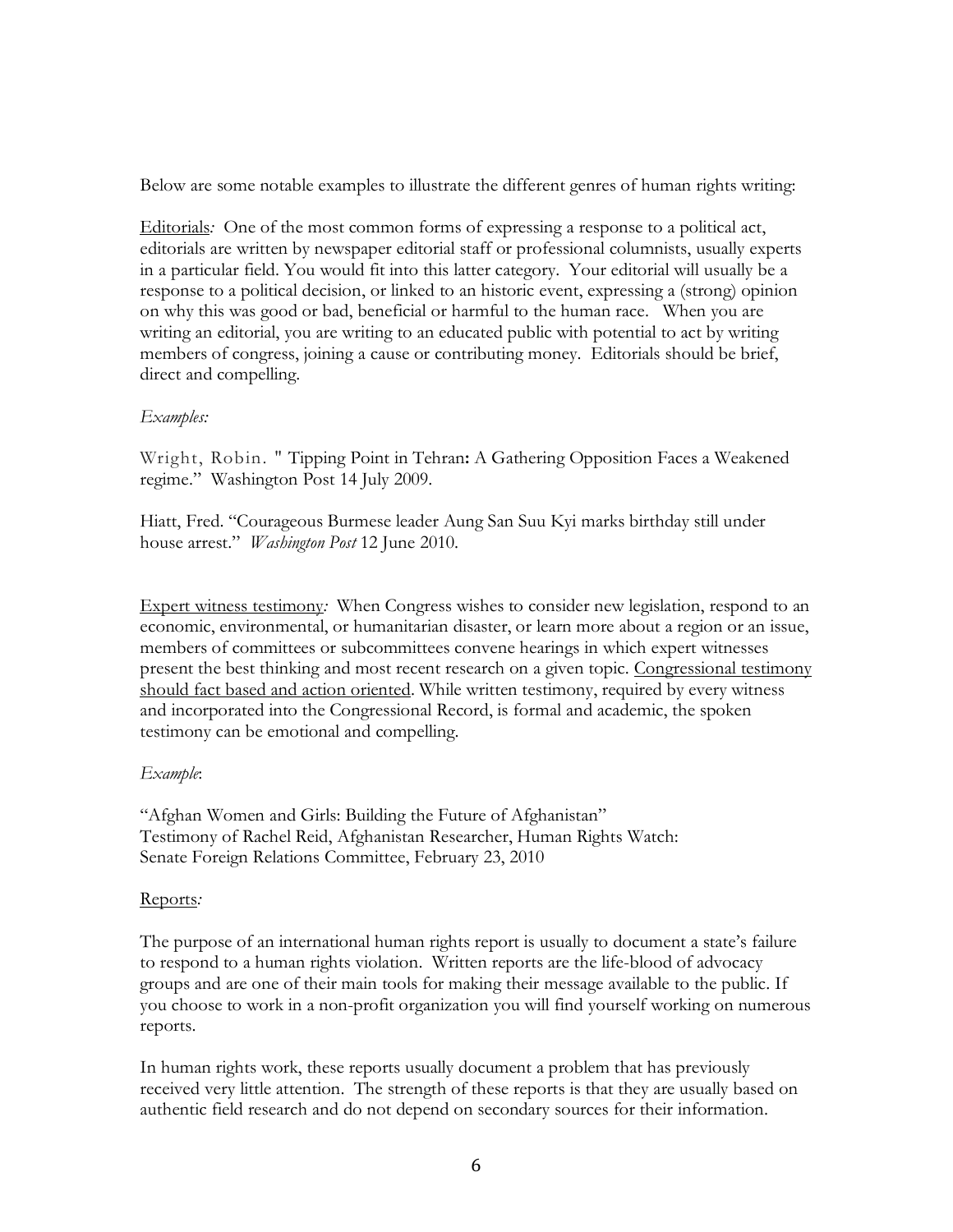Below are some notable examples to illustrate the different genres of human rights writing:

<u>Editorials</u>*:* One of the most common forms of expressing a response to a political act, editorials are written by newspaper editorial staff or professional columnists, usually experts in a particular field. You would fit into this latter category. Your editorial will usually be a response to a political decision, or linked to an historic event, expressing a (strong) opinion on why this was good or bad, beneficial or harmful to the human race. When you are writing an editorial, you are writing to an educated public with potential to act by writing members of congress, joining a cause or contributing money. Editorials should be brief, direct and compelling.

*Examples:*

Wright, Robin. " Tipping Point in Tehran**:** A Gathering Opposition Faces a Weakened regime." Washington Post 14 July 2009.

Hiatt, Fred. "Courageous Burmese leader Aung San Suu Kyi marks birthday still under house arrest." *Washington Post* 12 June 2010.

<u>Expert witness testimony</u>*:* When Congress wishes to consider new legislation, respond to an economic, environmental, or humanitarian disaster, or learn more about a region or an issue, members of committees or subcommittees convene hearings in which expert witnesses present the best thinking and most recent research on a given topic. <u>Congressional testimony should fact based and action oriented</u>. While written testimony, required by every witness and incorporated into the Congressional Record, is formal and academic, the spoken testimony can be emotional and compelling.

*Example*:

"Afghan Women and Girls: Building the Future of Afghanistan"
Testimony of Rachel Reid, Afghanistan Researcher, Human Rights Watch:
Senate Foreign Relations Committee, February 23, 2010

<u>Reports</u>*:*

The purpose of an international human rights report is usually to document a state's failure to respond to a human rights violation. Written reports are the life-blood of advocacy groups and are one of their main tools for making their message available to the public. If you choose to work in a non-profit organization you will find yourself working on numerous reports.

In human rights work, these reports usually document a problem that has previously received very little attention. The strength of these reports is that they are usually based on authentic field research and do not depend on secondary sources for their information.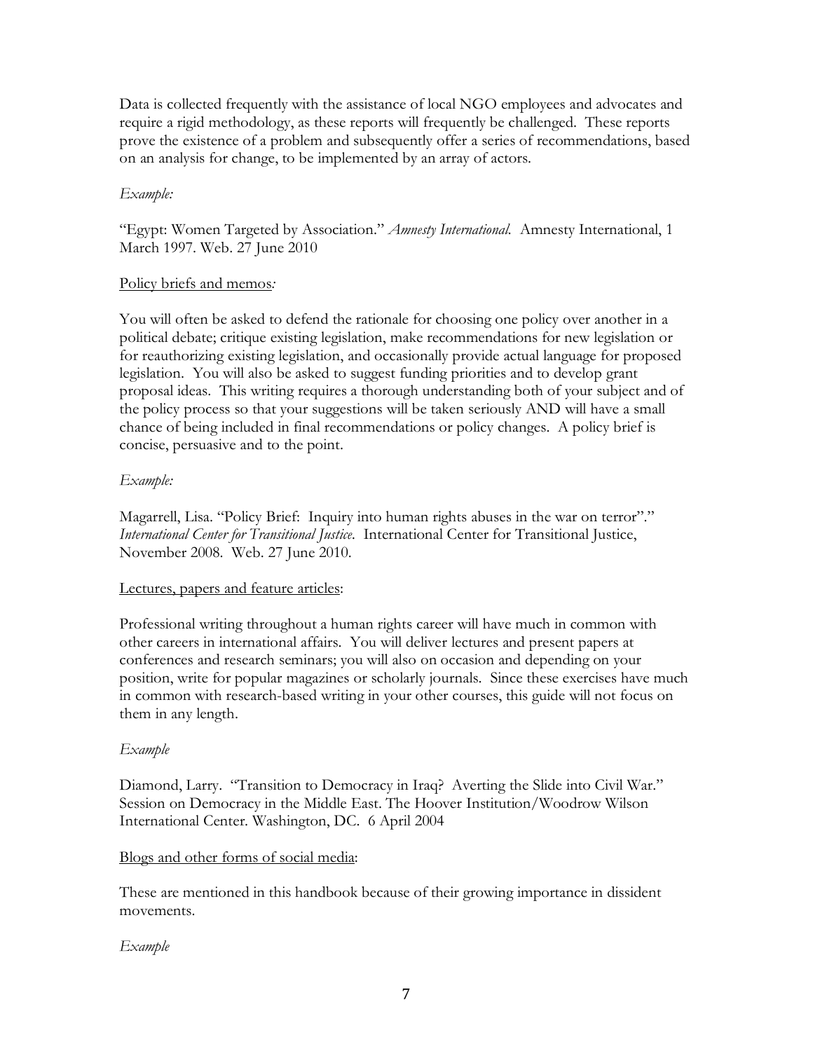Data is collected frequently with the assistance of local NGO employees and advocates and require a rigid methodology, as these reports will frequently be challenged. These reports prove the existence of a problem and subsequently offer a series of recommendations, based on an analysis for change, to be implemented by an array of actors.

*Example:*

"Egypt: Women Targeted by Association." *Amnesty International.* Amnesty International, 1 March 1997. Web. 27 June 2010

<u>Policy briefs and memos</u>*:*

You will often be asked to defend the rationale for choosing one policy over another in a political debate; critique existing legislation, make recommendations for new legislation or for reauthorizing existing legislation, and occasionally provide actual language for proposed legislation. You will also be asked to suggest funding priorities and to develop grant proposal ideas. This writing requires a thorough understanding both of your subject and of the policy process so that your suggestions will be taken seriously AND will have a small chance of being included in final recommendations or policy changes. A policy brief is concise, persuasive and to the point.

*Example:*

Magarrell, Lisa. "Policy Brief: Inquiry into human rights abuses in the war on terror"." *International Center for Transitional Justice.* International Center for Transitional Justice, November 2008. Web. 27 June 2010.

<u>Lectures, papers and feature articles</u>:

Professional writing throughout a human rights career will have much in common with other careers in international affairs. You will deliver lectures and present papers at conferences and research seminars; you will also on occasion and depending on your position, write for popular magazines or scholarly journals. Since these exercises have much in common with research-based writing in your other courses, this guide will not focus on them in any length.

*Example*

Diamond, Larry. "Transition to Democracy in Iraq? Averting the Slide into Civil War." Session on Democracy in the Middle East. The Hoover Institution/Woodrow Wilson International Center. Washington, DC. 6 April 2004

<u>Blogs and other forms of social media</u>:

These are mentioned in this handbook because of their growing importance in dissident movements.

*Example*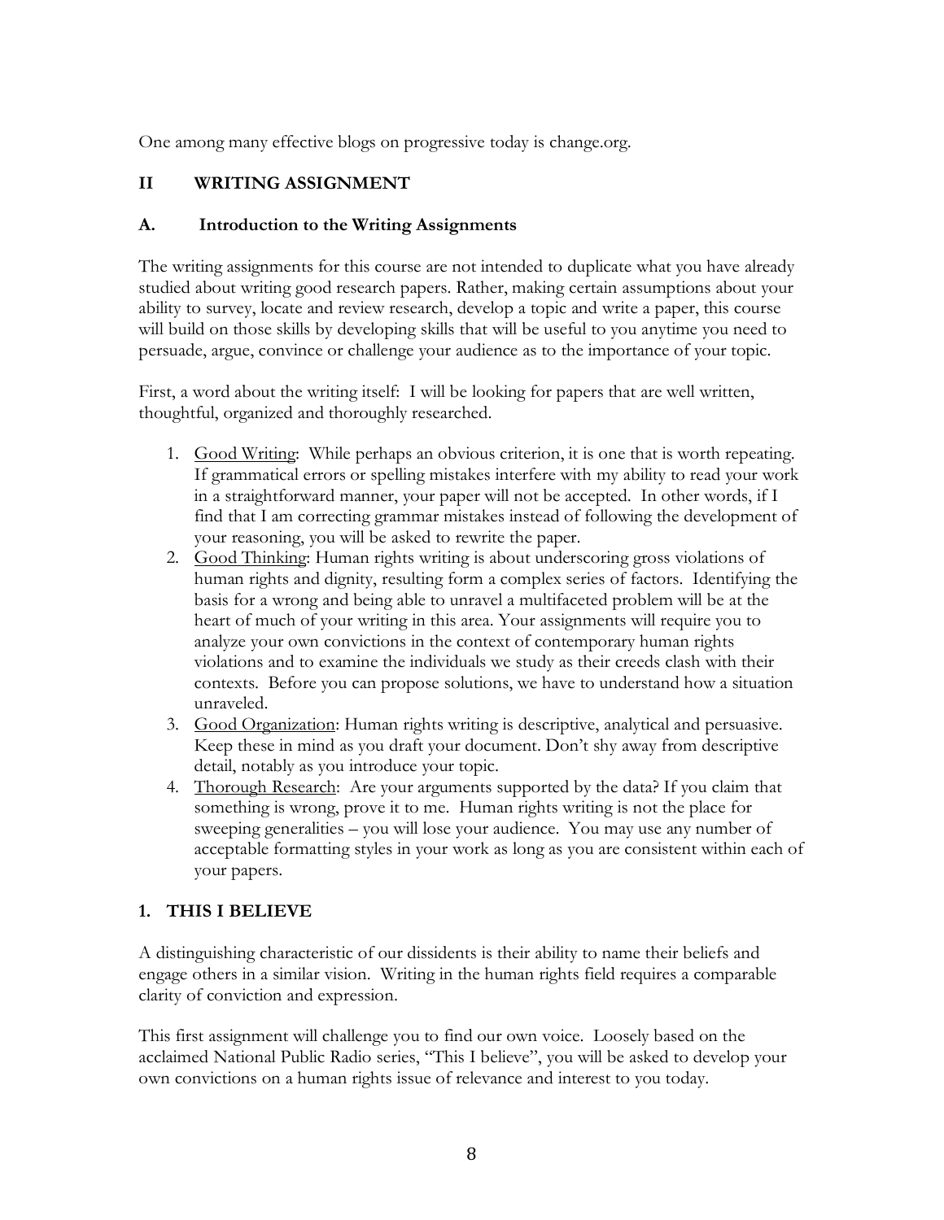One among many effective blogs on progressive today is change.org.

## II WRITING ASSIGNMENT

### A. Introduction to the Writing Assignments

The writing assignments for this course are not intended to duplicate what you have already studied about writing good research papers. Rather, making certain assumptions about your ability to survey, locate and review research, develop a topic and write a paper, this course will build on those skills by developing skills that will be useful to you anytime you need to persuade, argue, convince or challenge your audience as to the importance of your topic.

First, a word about the writing itself: I will be looking for papers that are well written, thoughtful, organized and thoroughly researched.

1. Good Writing: While perhaps an obvious criterion, it is one that is worth repeating. If grammatical errors or spelling mistakes interfere with my ability to read your work in a straightforward manner, your paper will not be accepted. In other words, if I find that I am correcting grammar mistakes instead of following the development of your reasoning, you will be asked to rewrite the paper.
2. Good Thinking: Human rights writing is about underscoring gross violations of human rights and dignity, resulting form a complex series of factors. Identifying the basis for a wrong and being able to unravel a multifaceted problem will be at the heart of much of your writing in this area. Your assignments will require you to analyze your own convictions in the context of contemporary human rights violations and to examine the individuals we study as their creeds clash with their contexts. Before you can propose solutions, we have to understand how a situation unraveled.
3. Good Organization: Human rights writing is descriptive, analytical and persuasive. Keep these in mind as you draft your document. Don't shy away from descriptive detail, notably as you introduce your topic.
4. Thorough Research: Are your arguments supported by the data? If you claim that something is wrong, prove it to me. Human rights writing is not the place for sweeping generalities – you will lose your audience. You may use any number of acceptable formatting styles in your work as long as you are consistent within each of your papers.

### 1. THIS I BELIEVE

A distinguishing characteristic of our dissidents is their ability to name their beliefs and engage others in a similar vision. Writing in the human rights field requires a comparable clarity of conviction and expression.

This first assignment will challenge you to find our own voice. Loosely based on the acclaimed National Public Radio series, "This I believe", you will be asked to develop your own convictions on a human rights issue of relevance and interest to you today.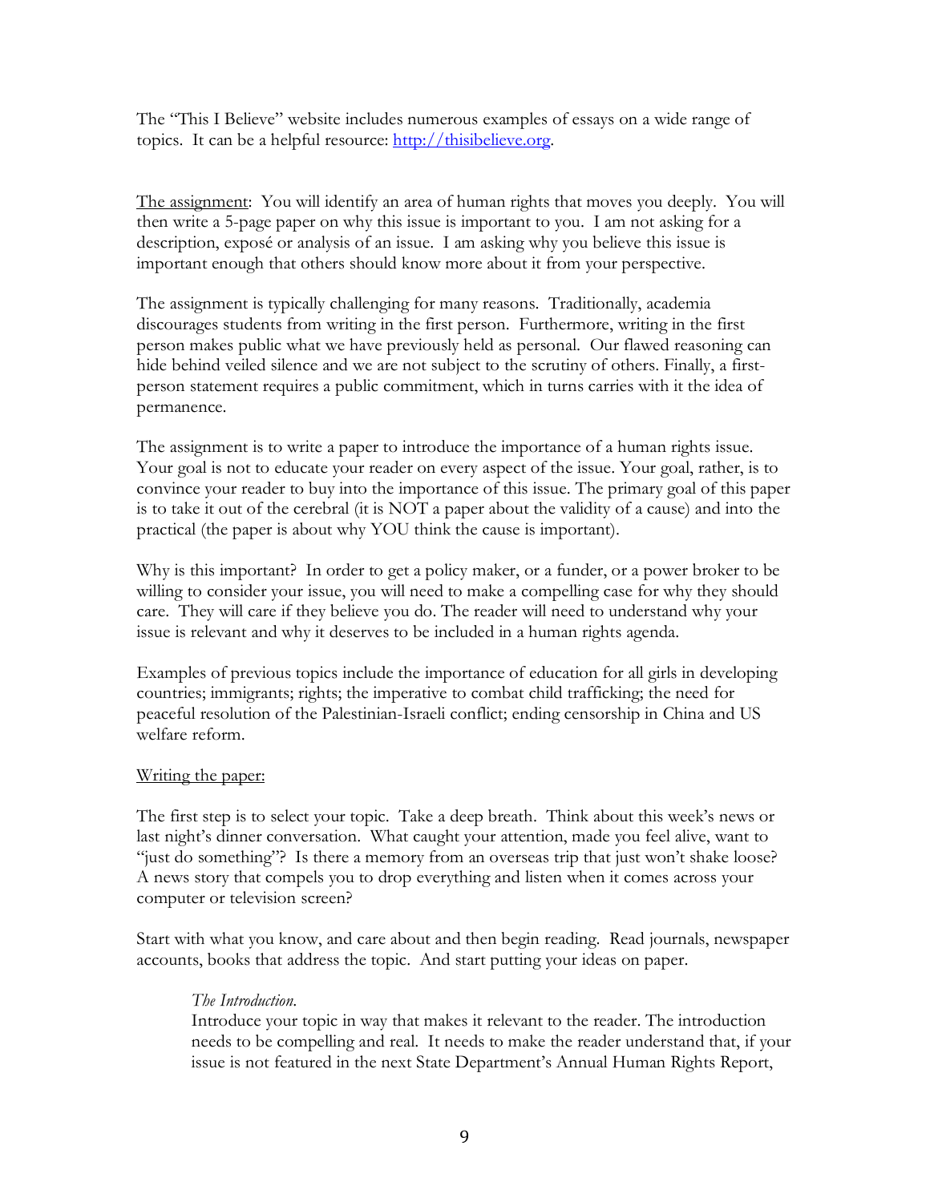The "This I Believe" website includes numerous examples of essays on a wide range of topics. It can be a helpful resource: [http://thisibelieve.org](http://thisibelieve.org).

<u>The assignment</u>: You will identify an area of human rights that moves you deeply. You will then write a 5-page paper on why this issue is important to you. I am not asking for a description, exposé or analysis of an issue. I am asking why you believe this issue is important enough that others should know more about it from your perspective.

The assignment is typically challenging for many reasons. Traditionally, academia discourages students from writing in the first person. Furthermore, writing in the first person makes public what we have previously held as personal. Our flawed reasoning can hide behind veiled silence and we are not subject to the scrutiny of others. Finally, a first-person statement requires a public commitment, which in turns carries with it the idea of permanence.

The assignment is to write a paper to introduce the importance of a human rights issue. Your goal is not to educate your reader on every aspect of the issue. Your goal, rather, is to convince your reader to buy into the importance of this issue. The primary goal of this paper is to take it out of the cerebral (it is NOT a paper about the validity of a cause) and into the practical (the paper is about why YOU think the cause is important).

Why is this important? In order to get a policy maker, or a funder, or a power broker to be willing to consider your issue, you will need to make a compelling case for why they should care. They will care if they believe you do. The reader will need to understand why your issue is relevant and why it deserves to be included in a human rights agenda.

Examples of previous topics include the importance of education for all girls in developing countries; immigrants; rights; the imperative to combat child trafficking; the need for peaceful resolution of the Palestinian-Israeli conflict; ending censorship in China and US welfare reform.

<u>Writing the paper:</u>

The first step is to select your topic. Take a deep breath. Think about this week's news or last night's dinner conversation. What caught your attention, made you feel alive, want to "just do something"? Is there a memory from an overseas trip that just won't shake loose? A news story that compels you to drop everything and listen when it comes across your computer or television screen?

Start with what you know, and care about and then begin reading. Read journals, newspaper accounts, books that address the topic. And start putting your ideas on paper.

> *The Introduction.*
> Introduce your topic in way that makes it relevant to the reader. The introduction needs to be compelling and real. It needs to make the reader understand that, if your issue is not featured in the next State Department's Annual Human Rights Report,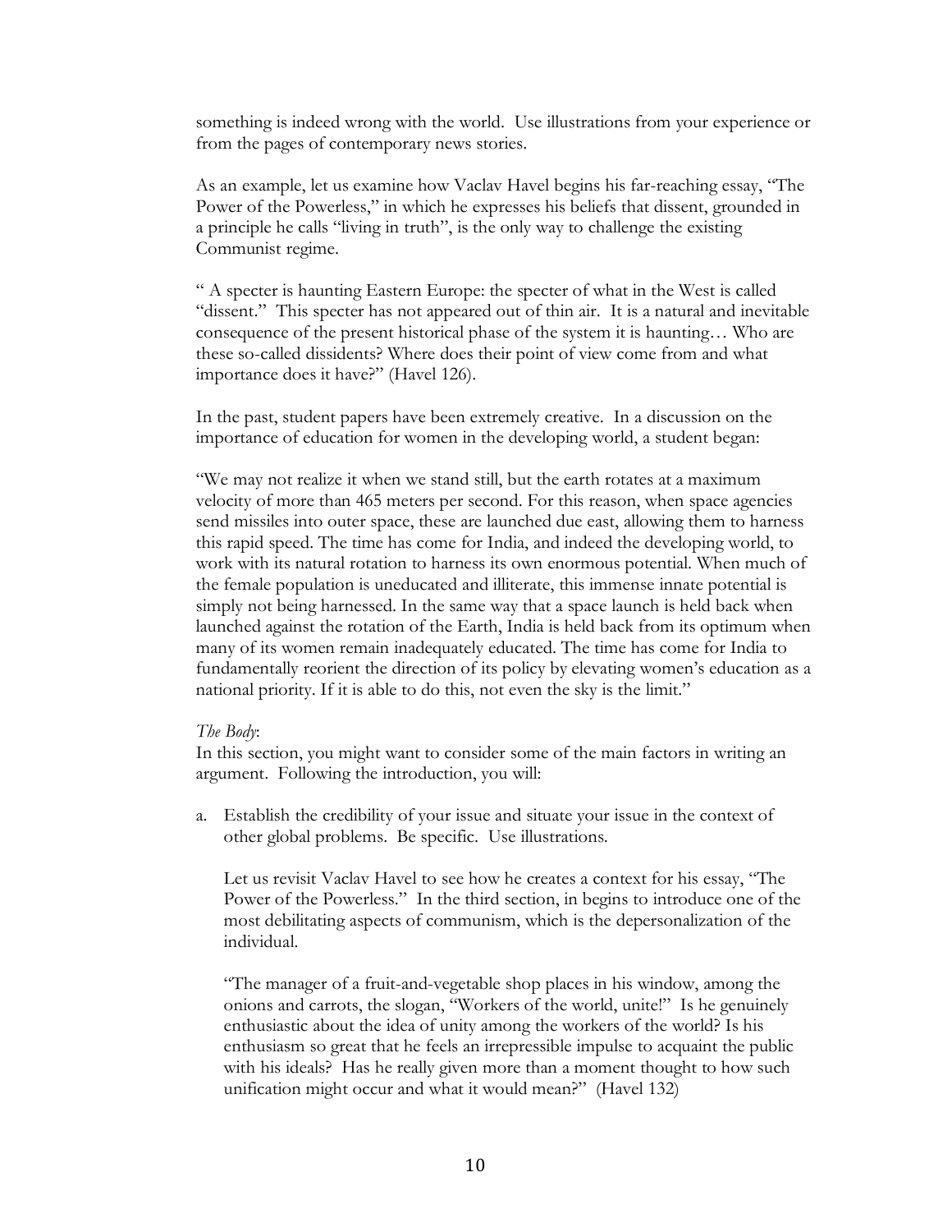something is indeed wrong with the world. Use illustrations from your experience or from the pages of contemporary news stories.

As an example, let us examine how Vaclav Havel begins his far-reaching essay, "The Power of the Powerless," in which he expresses his beliefs that dissent, grounded in a principle he calls "living in truth", is the only way to challenge the existing Communist regime.

" A specter is haunting Eastern Europe: the specter of what in the West is called "dissent." This specter has not appeared out of thin air. It is a natural and inevitable consequence of the present historical phase of the system it is haunting… Who are these so-called dissidents? Where does their point of view come from and what importance does it have?" (Havel 126).

In the past, student papers have been extremely creative. In a discussion on the importance of education for women in the developing world, a student began:

"We may not realize it when we stand still, but the earth rotates at a maximum velocity of more than 465 meters per second. For this reason, when space agencies send missiles into outer space, these are launched due east, allowing them to harness this rapid speed. The time has come for India, and indeed the developing world, to work with its natural rotation to harness its own enormous potential. When much of the female population is uneducated and illiterate, this immense innate potential is simply not being harnessed. In the same way that a space launch is held back when launched against the rotation of the Earth, India is held back from its optimum when many of its women remain inadequately educated. The time has come for India to fundamentally reorient the direction of its policy by elevating women's education as a national priority. If it is able to do this, not even the sky is the limit."

*The Body*:

In this section, you might want to consider some of the main factors in writing an argument. Following the introduction, you will:

a. Establish the credibility of your issue and situate your issue in the context of other global problems. Be specific. Use illustrations.

   Let us revisit Vaclav Havel to see how he creates a context for his essay, "The Power of the Powerless." In the third section, in begins to introduce one of the most debilitating aspects of communism, which is the depersonalization of the individual.

   "The manager of a fruit-and-vegetable shop places in his window, among the onions and carrots, the slogan, "Workers of the world, unite!" Is he genuinely enthusiastic about the idea of unity among the workers of the world? Is his enthusiasm so great that he feels an irrepressible impulse to acquaint the public with his ideals? Has he really given more than a moment thought to how such unification might occur and what it would mean?" (Havel 132)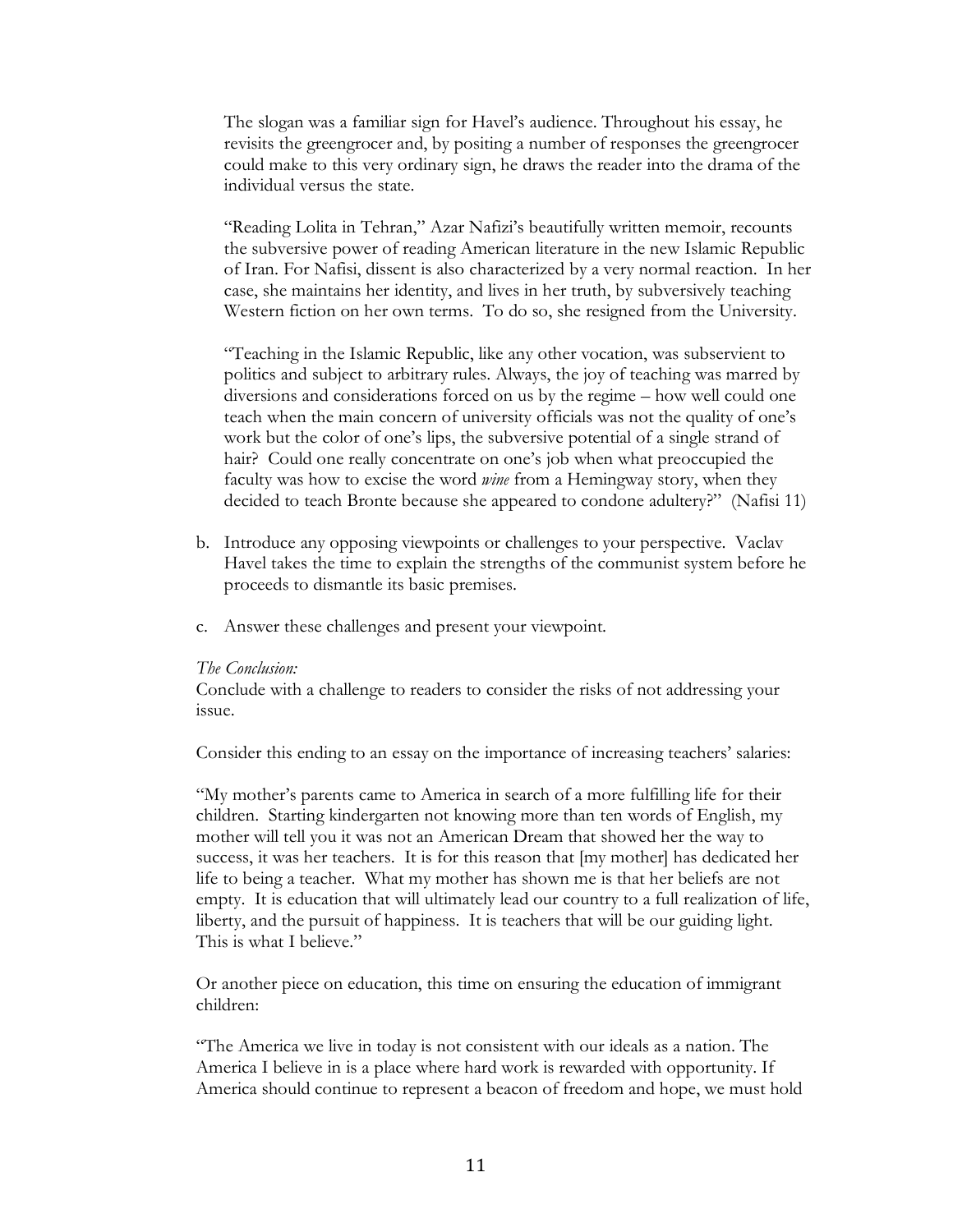The slogan was a familiar sign for Havel's audience. Throughout his essay, he revisits the greengrocer and, by positing a number of responses the greengrocer could make to this very ordinary sign, he draws the reader into the drama of the individual versus the state.

"Reading Lolita in Tehran," Azar Nafizi's beautifully written memoir, recounts the subversive power of reading American literature in the new Islamic Republic of Iran. For Nafisi, dissent is also characterized by a very normal reaction. In her case, she maintains her identity, and lives in her truth, by subversively teaching Western fiction on her own terms. To do so, she resigned from the University.

"Teaching in the Islamic Republic, like any other vocation, was subservient to politics and subject to arbitrary rules. Always, the joy of teaching was marred by diversions and considerations forced on us by the regime – how well could one teach when the main concern of university officials was not the quality of one's work but the color of one's lips, the subversive potential of a single strand of hair? Could one really concentrate on one's job when what preoccupied the faculty was how to excise the word *wine* from a Hemingway story, when they decided to teach Bronte because she appeared to condone adultery?" (Nafisi 11)

b. Introduce any opposing viewpoints or challenges to your perspective. Vaclav Havel takes the time to explain the strengths of the communist system before he proceeds to dismantle its basic premises.

c. Answer these challenges and present your viewpoint.

*The Conclusion:*

Conclude with a challenge to readers to consider the risks of not addressing your issue.

Consider this ending to an essay on the importance of increasing teachers' salaries:

"My mother's parents came to America in search of a more fulfilling life for their children. Starting kindergarten not knowing more than ten words of English, my mother will tell you it was not an American Dream that showed her the way to success, it was her teachers. It is for this reason that [my mother] has dedicated her life to being a teacher. What my mother has shown me is that her beliefs are not empty. It is education that will ultimately lead our country to a full realization of life, liberty, and the pursuit of happiness. It is teachers that will be our guiding light. This is what I believe."

Or another piece on education, this time on ensuring the education of immigrant children:

"The America we live in today is not consistent with our ideals as a nation. The America I believe in is a place where hard work is rewarded with opportunity. If America should continue to represent a beacon of freedom and hope, we must hold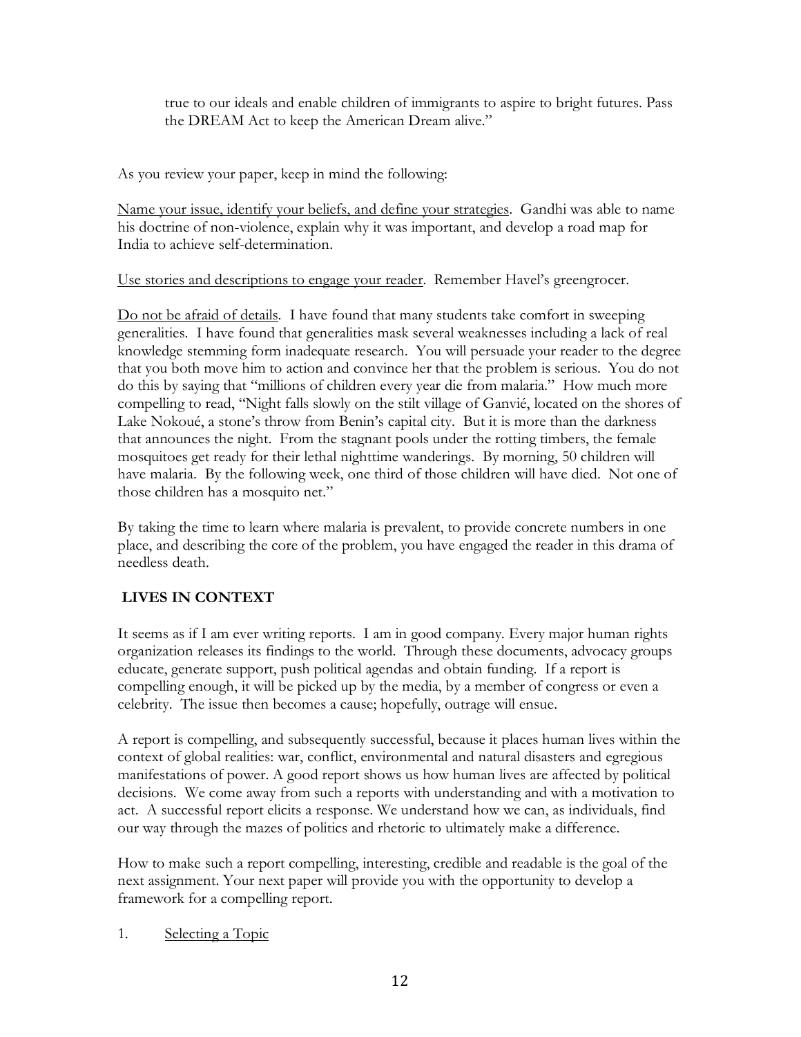true to our ideals and enable children of immigrants to aspire to bright futures. Pass the DREAM Act to keep the American Dream alive."

As you review your paper, keep in mind the following:

Name your issue, identify your beliefs, and define your strategies. Gandhi was able to name his doctrine of non-violence, explain why it was important, and develop a road map for India to achieve self-determination.

Use stories and descriptions to engage your reader. Remember Havel's greengrocer.

Do not be afraid of details. I have found that many students take comfort in sweeping generalities. I have found that generalities mask several weaknesses including a lack of real knowledge stemming form inadequate research. You will persuade your reader to the degree that you both move him to action and convince her that the problem is serious. You do not do this by saying that "millions of children every year die from malaria." How much more compelling to read, "Night falls slowly on the stilt village of Ganvié, located on the shores of Lake Nokoué, a stone's throw from Benin's capital city. But it is more than the darkness that announces the night. From the stagnant pools under the rotting timbers, the female mosquitoes get ready for their lethal nighttime wanderings. By morning, 50 children will have malaria. By the following week, one third of those children will have died. Not one of those children has a mosquito net."

By taking the time to learn where malaria is prevalent, to provide concrete numbers in one place, and describing the core of the problem, you have engaged the reader in this drama of needless death.

## LIVES IN CONTEXT

It seems as if I am ever writing reports. I am in good company. Every major human rights organization releases its findings to the world. Through these documents, advocacy groups educate, generate support, push political agendas and obtain funding. If a report is compelling enough, it will be picked up by the media, by a member of congress or even a celebrity. The issue then becomes a cause; hopefully, outrage will ensue.

A report is compelling, and subsequently successful, because it places human lives within the context of global realities: war, conflict, environmental and natural disasters and egregious manifestations of power. A good report shows us how human lives are affected by political decisions. We come away from such a reports with understanding and with a motivation to act. A successful report elicits a response. We understand how we can, as individuals, find our way through the mazes of politics and rhetoric to ultimately make a difference.

How to make such a report compelling, interesting, credible and readable is the goal of the next assignment. Your next paper will provide you with the opportunity to develop a framework for a compelling report.

1. Selecting a Topic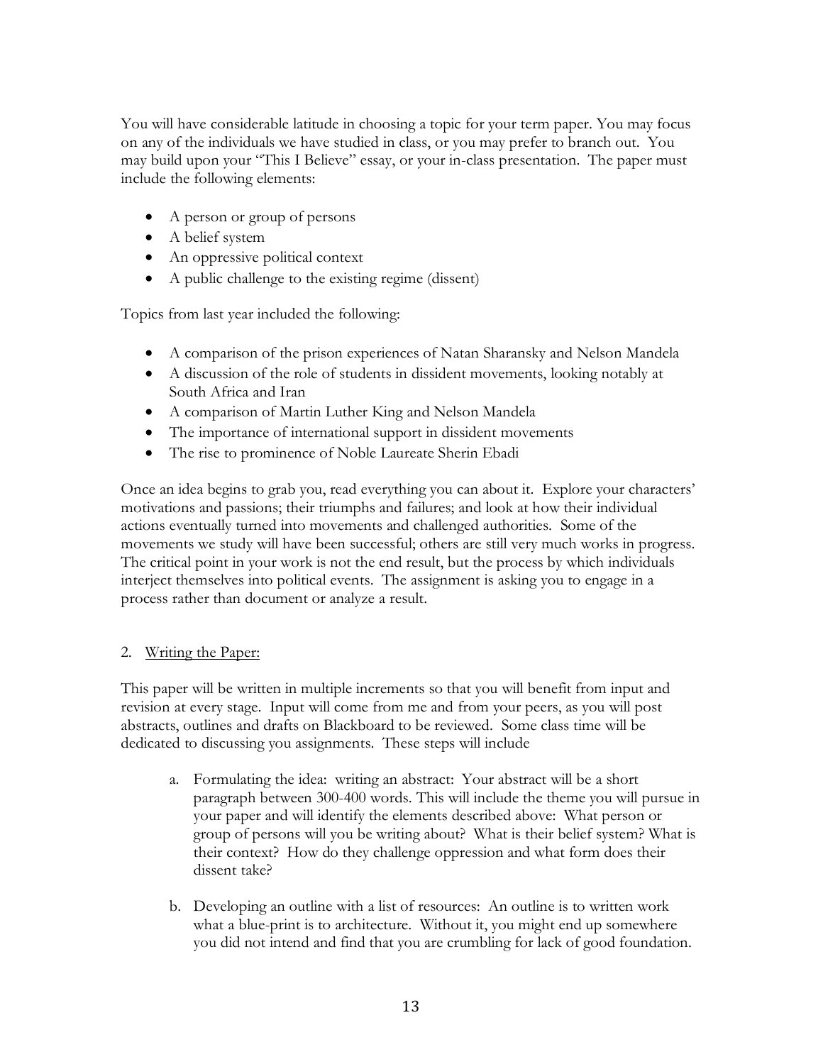You will have considerable latitude in choosing a topic for your term paper. You may focus on any of the individuals we have studied in class, or you may prefer to branch out. You may build upon your "This I Believe" essay, or your in-class presentation. The paper must include the following elements:

- A person or group of persons
- A belief system
- An oppressive political context
- A public challenge to the existing regime (dissent)

Topics from last year included the following:

- A comparison of the prison experiences of Natan Sharansky and Nelson Mandela
- A discussion of the role of students in dissident movements, looking notably at South Africa and Iran
- A comparison of Martin Luther King and Nelson Mandela
- The importance of international support in dissident movements
- The rise to prominence of Noble Laureate Sherin Ebadi

Once an idea begins to grab you, read everything you can about it. Explore your characters' motivations and passions; their triumphs and failures; and look at how their individual actions eventually turned into movements and challenged authorities. Some of the movements we study will have been successful; others are still very much works in progress. The critical point in your work is not the end result, but the process by which individuals interject themselves into political events. The assignment is asking you to engage in a process rather than document or analyze a result.

2. <u>Writing the Paper:</u>

This paper will be written in multiple increments so that you will benefit from input and revision at every stage. Input will come from me and from your peers, as you will post abstracts, outlines and drafts on Blackboard to be reviewed. Some class time will be dedicated to discussing you assignments. These steps will include

a. Formulating the idea: writing an abstract: Your abstract will be a short paragraph between 300-400 words. This will include the theme you will pursue in your paper and will identify the elements described above: What person or group of persons will you be writing about? What is their belief system? What is their context? How do they challenge oppression and what form does their dissent take?

b. Developing an outline with a list of resources: An outline is to written work what a blue-print is to architecture. Without it, you might end up somewhere you did not intend and find that you are crumbling for lack of good foundation.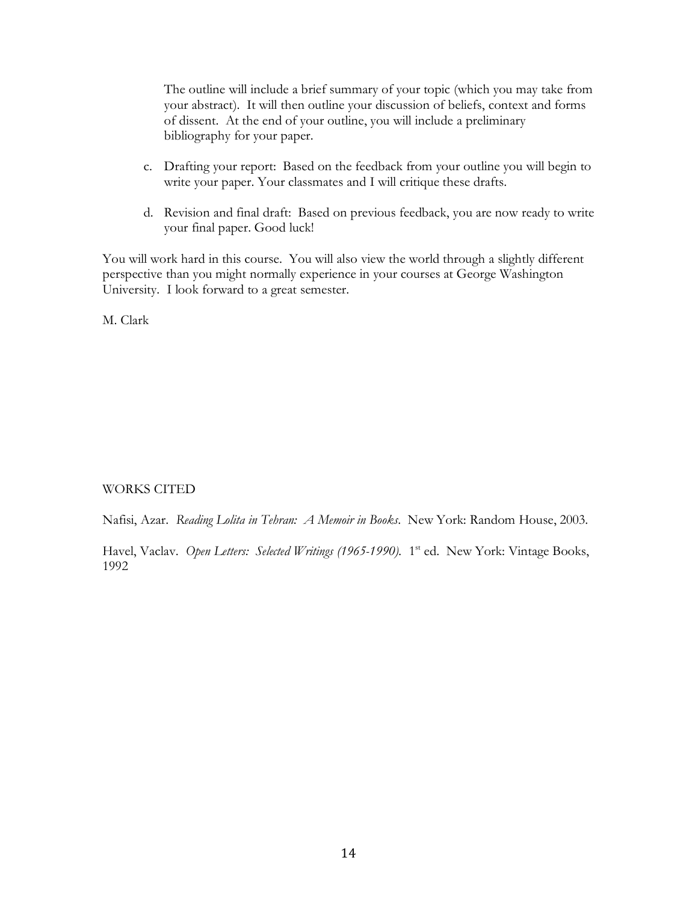The outline will include a brief summary of your topic (which you may take from your abstract). It will then outline your discussion of beliefs, context and forms of dissent. At the end of your outline, you will include a preliminary bibliography for your paper.

c. Drafting your report: Based on the feedback from your outline you will begin to write your paper. Your classmates and I will critique these drafts.

d. Revision and final draft: Based on previous feedback, you are now ready to write your final paper. Good luck!

You will work hard in this course. You will also view the world through a slightly different perspective than you might normally experience in your courses at George Washington University. I look forward to a great semester.

M. Clark

WORKS CITED

Nafisi, Azar. *Reading Lolita in Tehran: A Memoir in Books*. New York: Random House, 2003.

Havel, Vaclav. *Open Letters: Selected Writings (1965-1990).* 1st ed. New York: Vintage Books, 1992